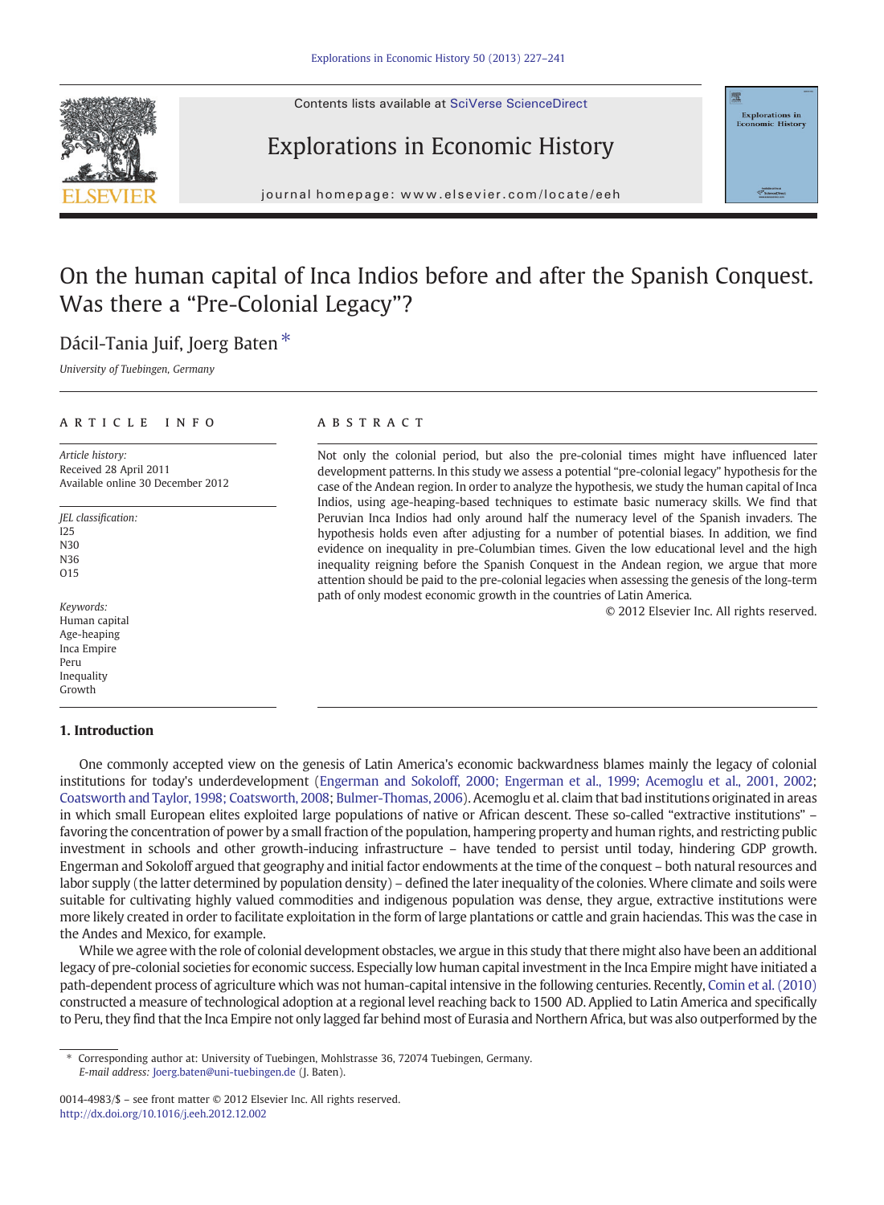# On the human capital of Inca Indios before and after the Spanish Conquest. Was there a "Pre-Colonial Legacy"?

Dácil-Tania Juif, Joerg Baten *

*University of Tuebingen, Germany*

---

**ARTICLE INFO**

*Article history:*
Received 28 April 2011
Available online 30 December 2012

*JEL classification:*
I25
N30
N36
O15

*Keywords:*
Human capital
Age-heaping
Inca Empire
Peru
Inequality
Growth

**ABSTRACT**

Not only the colonial period, but also the pre-colonial times might have influenced later development patterns. In this study we assess a potential "pre-colonial legacy" hypothesis for the case of the Andean region. In order to analyze the hypothesis, we study the human capital of Inca Indios, using age-heaping-based techniques to estimate basic numeracy skills. We find that Peruvian Inca Indios had only around half the numeracy level of the Spanish invaders. The hypothesis holds even after adjusting for a number of potential biases. In addition, we find evidence on inequality in pre-Columbian times. Given the low educational level and the high inequality reigning before the Spanish Conquest in the Andean region, we argue that more attention should be paid to the pre-colonial legacies when assessing the genesis of the long-term path of only modest economic growth in the countries of Latin America.

© 2012 Elsevier Inc. All rights reserved.

## 1. Introduction

One commonly accepted view on the genesis of Latin America's economic backwardness blames mainly the legacy of colonial institutions for today's underdevelopment (Engerman and Sokoloff, 2000; Engerman et al., 1999; Acemoglu et al., 2001, 2002; Coatsworth and Taylor, 1998; Coatsworth, 2008; Bulmer-Thomas, 2006). Acemoglu et al. claim that bad institutions originated in areas in which small European elites exploited large populations of native or African descent. These so-called "extractive institutions" – favoring the concentration of power by a small fraction of the population, hampering property and human rights, and restricting public investment in schools and other growth-inducing infrastructure – have tended to persist until today, hindering GDP growth. Engerman and Sokoloff argued that geography and initial factor endowments at the time of the conquest – both natural resources and labor supply (the latter determined by population density) – defined the later inequality of the colonies. Where climate and soils were suitable for cultivating highly valued commodities and indigenous population was dense, they argue, extractive institutions were more likely created in order to facilitate exploitation in the form of large plantations or cattle and grain haciendas. This was the case in the Andes and Mexico, for example.

While we agree with the role of colonial development obstacles, we argue in this study that there might also have been an additional legacy of pre-colonial societies for economic success. Especially low human capital investment in the Inca Empire might have initiated a path-dependent process of agriculture which was not human-capital intensive in the following centuries. Recently, Comin et al. (2010) constructed a measure of technological adoption at a regional level reaching back to 1500 AD. Applied to Latin America and specifically to Peru, they find that the Inca Empire not only lagged far behind most of Eurasia and Northern Africa, but was also outperformed by the

---

* Corresponding author at: University of Tuebingen, Mohlstrasse 36, 72074 Tuebingen, Germany.
*E-mail address:* Joerg.baten@uni-tuebingen.de (J. Baten).

0014-4983/$ – see front matter © 2012 Elsevier Inc. All rights reserved.
http://dx.doi.org/10.1016/j.eeh.2012.12.002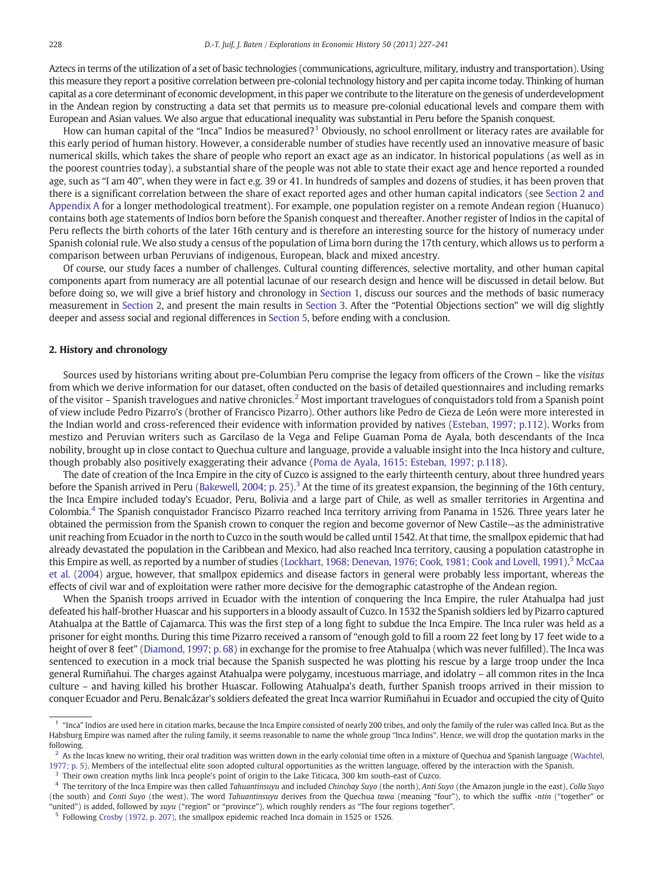Aztecs in terms of the utilization of a set of basic technologies (communications, agriculture, military, industry and transportation). Using this measure they report a positive correlation between pre-colonial technology history and per capita income today. Thinking of human capital as a core determinant of economic development, in this paper we contribute to the literature on the genesis of underdevelopment in the Andean region by constructing a data set that permits us to measure pre-colonial educational levels and compare them with European and Asian values. We also argue that educational inequality was substantial in Peru before the Spanish conquest.

How can human capital of the "Inca" Indios be measured?[1] Obviously, no school enrollment or literacy rates are available for this early period of human history. However, a considerable number of studies have recently used an innovative measure of basic numerical skills, which takes the share of people who report an exact age as an indicator. In historical populations (as well as in the poorest countries today), a substantial share of the people was not able to state their exact age and hence reported a rounded age, such as "I am 40", when they were in fact e.g. 39 or 41. In hundreds of samples and dozens of studies, it has been proven that there is a significant correlation between the share of exact reported ages and other human capital indicators (see Section 2 and Appendix A for a longer methodological treatment). For example, one population register on a remote Andean region (Huanuco) contains both age statements of Indios born before the Spanish conquest and thereafter. Another register of Indios in the capital of Peru reflects the birth cohorts of the later 16th century and is therefore an interesting source for the history of numeracy under Spanish colonial rule. We also study a census of the population of Lima born during the 17th century, which allows us to perform a comparison between urban Peruvians of indigenous, European, black and mixed ancestry.

Of course, our study faces a number of challenges. Cultural counting differences, selective mortality, and other human capital components apart from numeracy are all potential lacunae of our research design and hence will be discussed in detail below. But before doing so, we will give a brief history and chronology in Section 1, discuss our sources and the methods of basic numeracy measurement in Section 2, and present the main results in Section 3. After the "Potential Objections section" we will dig slightly deeper and assess social and regional differences in Section 5, before ending with a conclusion.

## 2. History and chronology

Sources used by historians writing about pre-Columbian Peru comprise the legacy from officers of the Crown – like the *visitas* from which we derive information for our dataset, often conducted on the basis of detailed questionnaires and including remarks of the visitor – Spanish travelogues and native chronicles.[2] Most important travelogues of conquistadors told from a Spanish point of view include Pedro Pizarro's (brother of Francisco Pizarro). Other authors like Pedro de Cieza de León were more interested in the Indian world and cross-referenced their evidence with information provided by natives (Esteban, 1997; p.112). Works from mestizo and Peruvian writers such as Garcilaso de la Vega and Felipe Guaman Poma de Ayala, both descendants of the Inca nobility, brought up in close contact to Quechua culture and language, provide a valuable insight into the Inca history and culture, though probably also positively exaggerating their advance (Poma de Ayala, 1615; Esteban, 1997; p.118).

The date of creation of the Inca Empire in the city of Cuzco is assigned to the early thirteenth century, about three hundred years before the Spanish arrived in Peru (Bakewell, 2004; p. 25).[3] At the time of its greatest expansion, the beginning of the 16th century, the Inca Empire included today's Ecuador, Peru, Bolivia and a large part of Chile, as well as smaller territories in Argentina and Colombia.[4] The Spanish conquistador Francisco Pizarro reached Inca territory arriving from Panama in 1526. Three years later he obtained the permission from the Spanish crown to conquer the region and become governor of New Castile—as the administrative unit reaching from Ecuador in the north to Cuzco in the south would be called until 1542. At that time, the smallpox epidemic that had already devastated the population in the Caribbean and Mexico, had also reached Inca territory, causing a population catastrophe in this Empire as well, as reported by a number of studies (Lockhart, 1968; Denevan, 1976; Cook, 1981; Cook and Lovell, 1991).[5] McCaa et al. (2004) argue, however, that smallpox epidemics and disease factors in general were probably less important, whereas the effects of civil war and of exploitation were rather more decisive for the demographic catastrophe of the Andean region.

When the Spanish troops arrived in Ecuador with the intention of conquering the Inca Empire, the ruler Atahualpa had just defeated his half-brother Huascar and his supporters in a bloody assault of Cuzco. In 1532 the Spanish soldiers led by Pizarro captured Atahualpa at the Battle of Cajamarca. This was the first step of a long fight to subdue the Inca Empire. The Inca ruler was held as a prisoner for eight months. During this time Pizarro received a ransom of "enough gold to fill a room 22 feet long by 17 feet wide to a height of over 8 feet" (Diamond, 1997; p. 68) in exchange for the promise to free Atahualpa (which was never fulfilled). The Inca was sentenced to execution in a mock trial because the Spanish suspected he was plotting his rescue by a large troop under the Inca general Rumiñahui. The charges against Atahualpa were polygamy, incestuous marriage, and idolatry – all common rites in the Inca culture – and having killed his brother Huascar. Following Atahualpa's death, further Spanish troops arrived in their mission to conquer Ecuador and Peru. Benalcázar's soldiers defeated the great Inca warrior Rumiñahui in Ecuador and occupied the city of Quito

---

[1] "Inca" Indios are used here in citation marks, because the Inca Empire consisted of nearly 200 tribes, and only the family of the ruler was called Inca. But as the Habsburg Empire was named after the ruling family, it seems reasonable to name the whole group "Inca Indios". Hence, we will drop the quotation marks in the following.

[2] As the Incas knew no writing, their oral tradition was written down in the early colonial time often in a mixture of Quechua and Spanish language (Wachtel, 1977; p. 5). Members of the intellectual elite soon adopted cultural opportunities as the written language, offered by the interaction with the Spanish.

[3] Their own creation myths link Inca people's point of origin to the Lake Titicaca, 300 km south-east of Cuzco.

[4] The territory of the Inca Empire was then called *Tahuantinsuyu* and included *Chinchay Suyo* (the north), *Anti Suyo* (the Amazon jungle in the east), *Colla Suyo* (the south) and *Conti Suyo* (the west). The word *Tahuantinsuyu* derives from the Quechua *tawa* (meaning "four"), to which the suffix *-ntin* ("together" or "united") is added, followed by *suyu* ("region" or "province"), which roughly renders as "The four regions together".

[5] Following Crosby (1972, p. 207), the smallpox epidemic reached Inca domain in 1525 or 1526.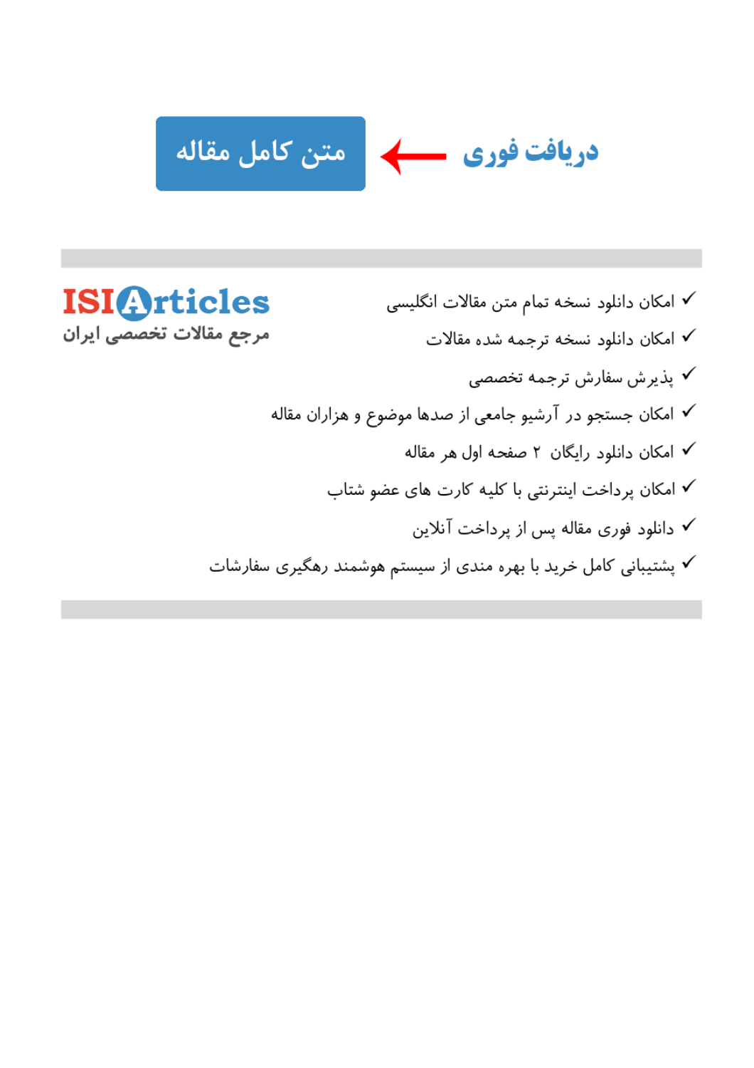دریافت فوری ← متن کامل مقاله

**ISIArticles**
مرجع مقالات تخصصی ایران

- ✓ امکان دانلود نسخه تمام متن مقالات انگلیسی
- ✓ امکان دانلود نسخه ترجمه شده مقالات
- ✓ پذیرش سفارش ترجمه تخصصی
- ✓ امکان جستجو در آرشیو جامعی از صدها موضوع و هزاران مقاله
- ✓ امکان دانلود رایگان ۲ صفحه اول هر مقاله
- ✓ امکان پرداخت اینترنتی با کلیه کارت های عضو شتاب
- ✓ دانلود فوری مقاله پس از پرداخت آنلاین
- ✓ پشتیبانی کامل خرید با بهره مندی از سیستم هوشمند رهگیری سفارشات